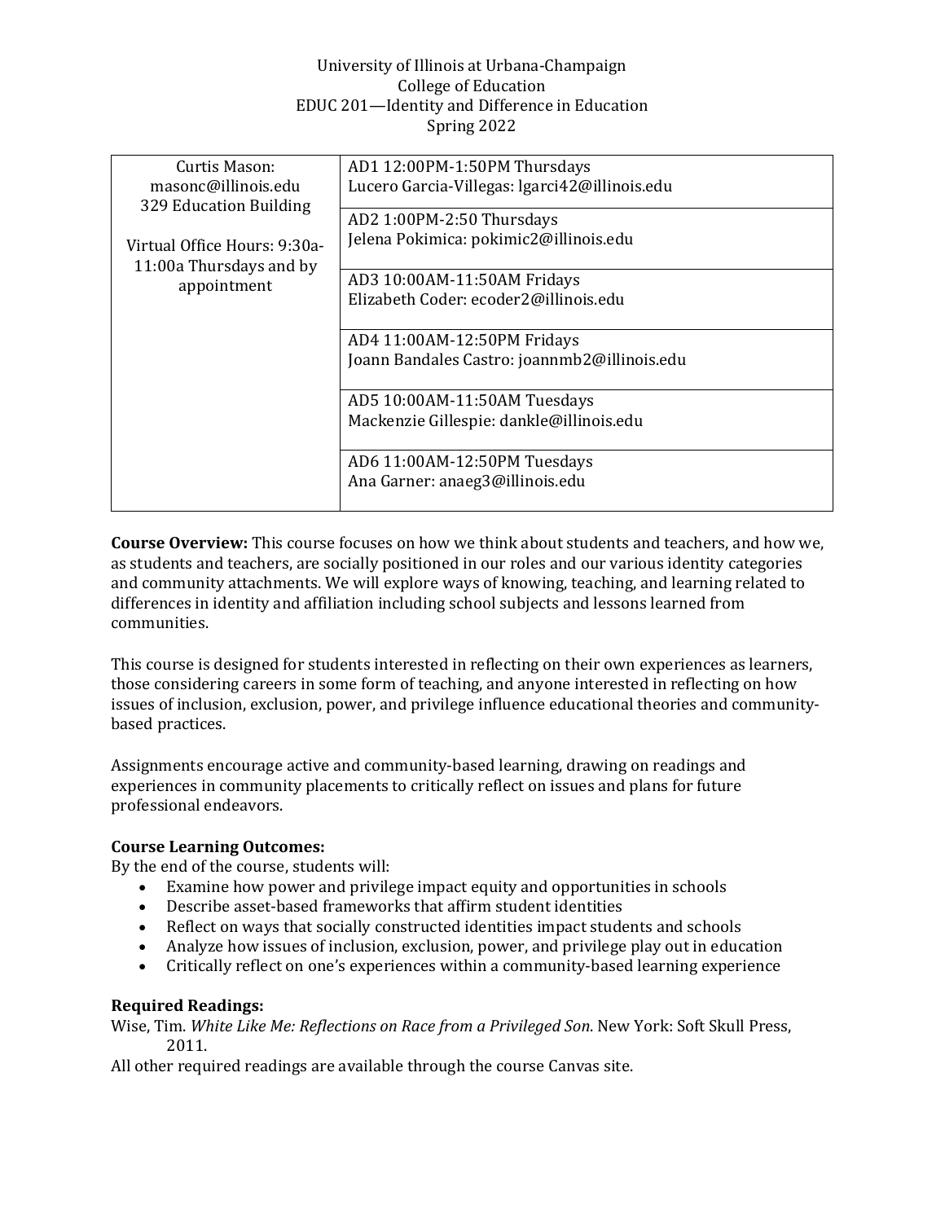University of Illinois at Urbana-Champaign
College of Education
EDUC 201—Identity and Difference in Education
Spring 2022

| | |
|---|---|
| Curtis Mason: masonc@illinois.edu 329 Education Building<br><br>Virtual Office Hours: 9:30a-11:00a Thursdays and by appointment | AD1 12:00PM-1:50PM Thursdays<br>Lucero Garcia-Villegas: lgarci42@illinois.edu |
| | AD2 1:00PM-2:50 Thursdays<br>Jelena Pokimica: pokimic2@illinois.edu |
| | AD3 10:00AM-11:50AM Fridays<br>Elizabeth Coder: ecoder2@illinois.edu |
| | AD4 11:00AM-12:50PM Fridays<br>Joann Bandales Castro: joannmb2@illinois.edu |
| | AD5 10:00AM-11:50AM Tuesdays<br>Mackenzie Gillespie: dankle@illinois.edu |
| | AD6 11:00AM-12:50PM Tuesdays<br>Ana Garner: anaeg3@illinois.edu |

**Course Overview:** This course focuses on how we think about students and teachers, and how we, as students and teachers, are socially positioned in our roles and our various identity categories and community attachments. We will explore ways of knowing, teaching, and learning related to differences in identity and affiliation including school subjects and lessons learned from communities.

This course is designed for students interested in reflecting on their own experiences as learners, those considering careers in some form of teaching, and anyone interested in reflecting on how issues of inclusion, exclusion, power, and privilege influence educational theories and community-based practices.

Assignments encourage active and community-based learning, drawing on readings and experiences in community placements to critically reflect on issues and plans for future professional endeavors.

**Course Learning Outcomes:**
By the end of the course, students will:

- Examine how power and privilege impact equity and opportunities in schools
- Describe asset-based frameworks that affirm student identities
- Reflect on ways that socially constructed identities impact students and schools
- Analyze how issues of inclusion, exclusion, power, and privilege play out in education
- Critically reflect on one's experiences within a community-based learning experience

**Required Readings:**
Wise, Tim. *White Like Me: Reflections on Race from a Privileged Son*. New York: Soft Skull Press, 2011.
All other required readings are available through the course Canvas site.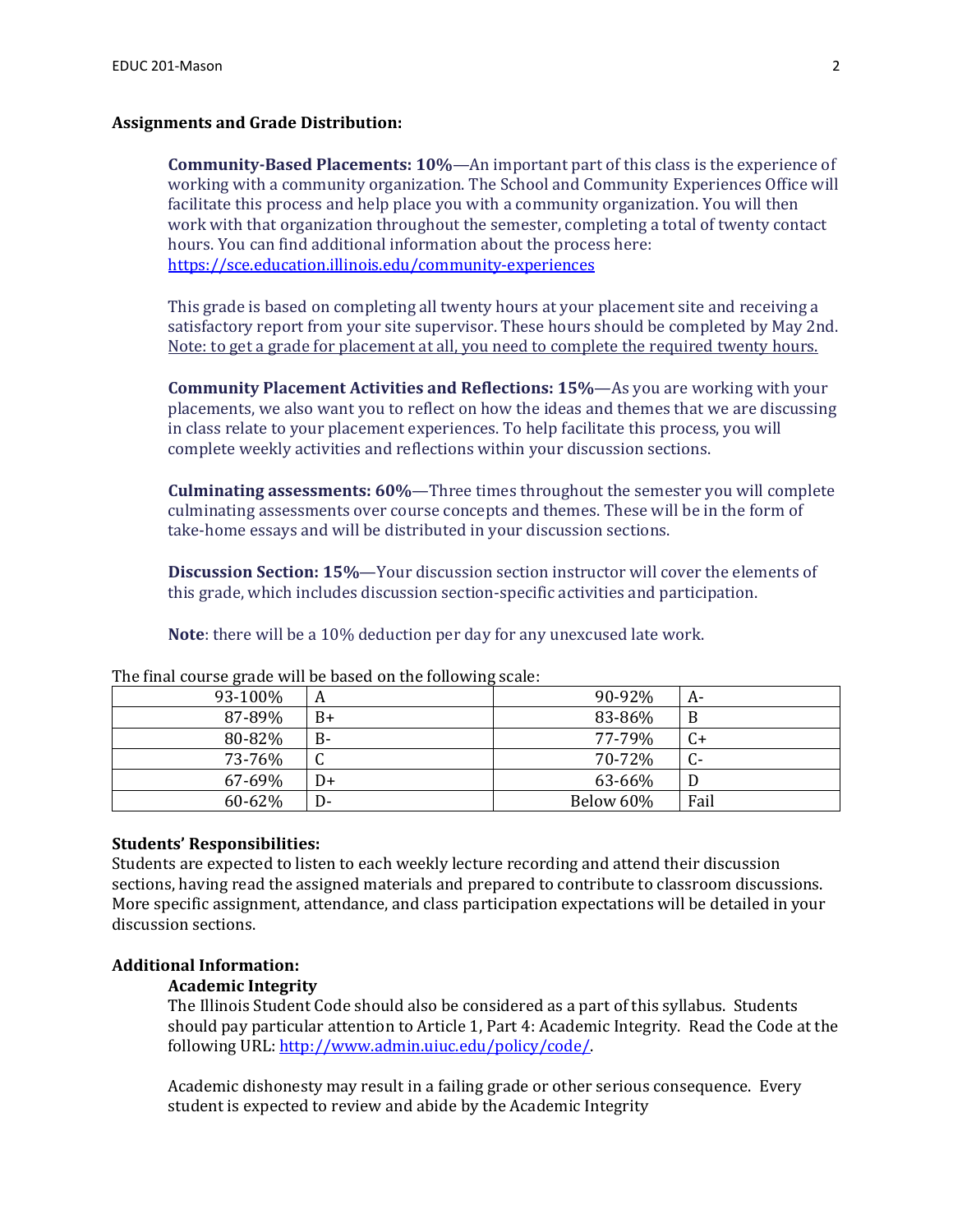**Assignments and Grade Distribution:**

**Community-Based Placements: 10%**—An important part of this class is the experience of working with a community organization. The School and Community Experiences Office will facilitate this process and help place you with a community organization. You will then work with that organization throughout the semester, completing a total of twenty contact hours. You can find additional information about the process here: [https://sce.education.illinois.edu/community-experiences](https://sce.education.illinois.edu/community-experiences)

This grade is based on completing all twenty hours at your placement site and receiving a satisfactory report from your site supervisor. These hours should be completed by May 2nd. <u>Note: to get a grade for placement at all, you need to complete the required twenty hours.</u>

**Community Placement Activities and Reflections: 15%**—As you are working with your placements, we also want you to reflect on how the ideas and themes that we are discussing in class relate to your placement experiences. To help facilitate this process, you will complete weekly activities and reflections within your discussion sections.

**Culminating assessments: 60%**—Three times throughout the semester you will complete culminating assessments over course concepts and themes. These will be in the form of take-home essays and will be distributed in your discussion sections.

**Discussion Section: 15%**—Your discussion section instructor will cover the elements of this grade, which includes discussion section-specific activities and participation.

**Note**: there will be a 10% deduction per day for any unexcused late work.

The final course grade will be based on the following scale:

| | | | |
|---|---|---|---|
| 93-100% | A | 90-92% | A- |
| 87-89% | B+ | 83-86% | B |
| 80-82% | B- | 77-79% | C+ |
| 73-76% | C | 70-72% | C- |
| 67-69% | D+ | 63-66% | D |
| 60-62% | D- | Below 60% | Fail |

**Students' Responsibilities:**

Students are expected to listen to each weekly lecture recording and attend their discussion sections, having read the assigned materials and prepared to contribute to classroom discussions. More specific assignment, attendance, and class participation expectations will be detailed in your discussion sections.

**Additional Information:**

**Academic Integrity**

The Illinois Student Code should also be considered as a part of this syllabus. Students should pay particular attention to Article 1, Part 4: Academic Integrity. Read the Code at the following URL: [http://www.admin.uiuc.edu/policy/code/](http://www.admin.uiuc.edu/policy/code/).

Academic dishonesty may result in a failing grade or other serious consequence. Every student is expected to review and abide by the Academic Integrity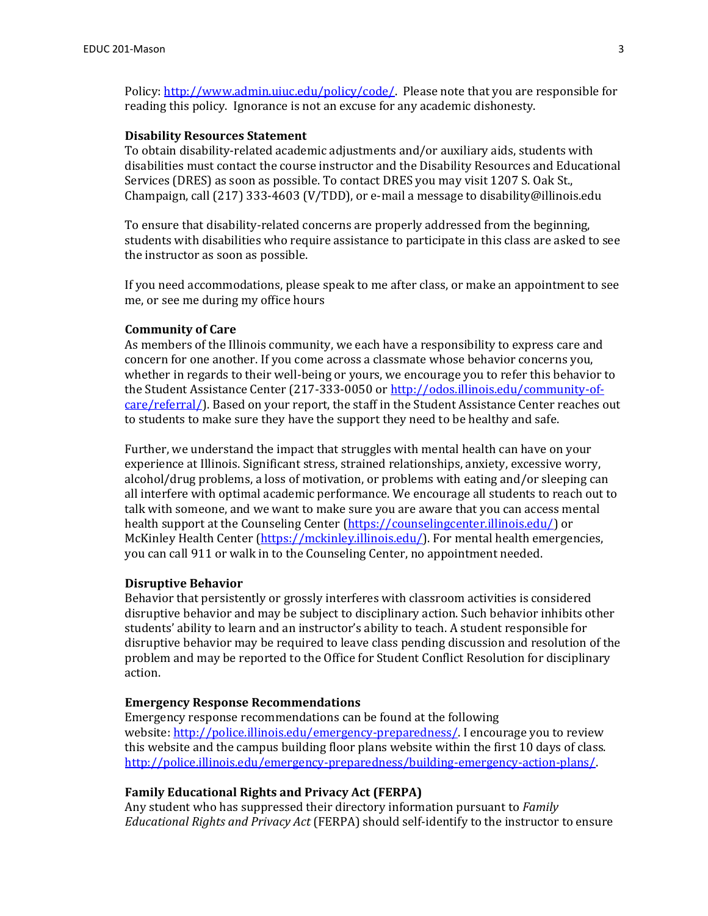Policy: http://www.admin.uiuc.edu/policy/code/. Please note that you are responsible for reading this policy. Ignorance is not an excuse for any academic dishonesty.

**Disability Resources Statement**

To obtain disability-related academic adjustments and/or auxiliary aids, students with disabilities must contact the course instructor and the Disability Resources and Educational Services (DRES) as soon as possible. To contact DRES you may visit 1207 S. Oak St., Champaign, call (217) 333-4603 (V/TDD), or e-mail a message to disability@illinois.edu

To ensure that disability-related concerns are properly addressed from the beginning, students with disabilities who require assistance to participate in this class are asked to see the instructor as soon as possible.

If you need accommodations, please speak to me after class, or make an appointment to see me, or see me during my office hours

**Community of Care**

As members of the Illinois community, we each have a responsibility to express care and concern for one another. If you come across a classmate whose behavior concerns you, whether in regards to their well-being or yours, we encourage you to refer this behavior to the Student Assistance Center (217-333-0050 or http://odos.illinois.edu/community-of-care/referral/). Based on your report, the staff in the Student Assistance Center reaches out to students to make sure they have the support they need to be healthy and safe.

Further, we understand the impact that struggles with mental health can have on your experience at Illinois. Significant stress, strained relationships, anxiety, excessive worry, alcohol/drug problems, a loss of motivation, or problems with eating and/or sleeping can all interfere with optimal academic performance. We encourage all students to reach out to talk with someone, and we want to make sure you are aware that you can access mental health support at the Counseling Center (https://counselingcenter.illinois.edu/) or McKinley Health Center (https://mckinley.illinois.edu/). For mental health emergencies, you can call 911 or walk in to the Counseling Center, no appointment needed.

**Disruptive Behavior**

Behavior that persistently or grossly interferes with classroom activities is considered disruptive behavior and may be subject to disciplinary action. Such behavior inhibits other students' ability to learn and an instructor's ability to teach. A student responsible for disruptive behavior may be required to leave class pending discussion and resolution of the problem and may be reported to the Office for Student Conflict Resolution for disciplinary action.

**Emergency Response Recommendations**

Emergency response recommendations can be found at the following website: http://police.illinois.edu/emergency-preparedness/. I encourage you to review this website and the campus building floor plans website within the first 10 days of class. http://police.illinois.edu/emergency-preparedness/building-emergency-action-plans/.

**Family Educational Rights and Privacy Act (FERPA)**

Any student who has suppressed their directory information pursuant to *Family Educational Rights and Privacy Act* (FERPA) should self-identify to the instructor to ensure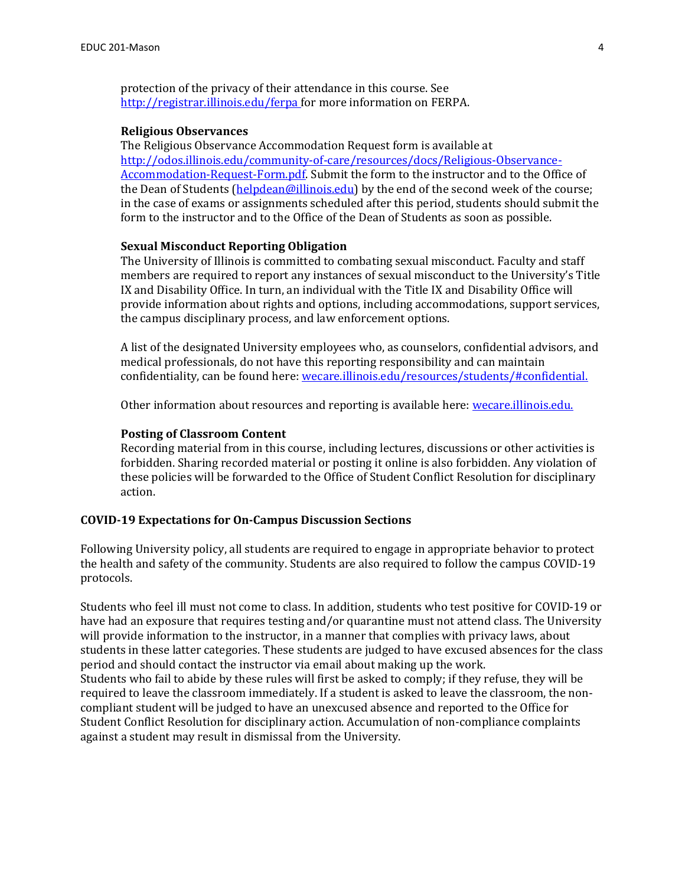protection of the privacy of their attendance in this course. See http://registrar.illinois.edu/ferpa for more information on FERPA.

**Religious Observances**

The Religious Observance Accommodation Request form is available at http://odos.illinois.edu/community-of-care/resources/docs/Religious-Observance-Accommodation-Request-Form.pdf. Submit the form to the instructor and to the Office of the Dean of Students (helpdean@illinois.edu) by the end of the second week of the course; in the case of exams or assignments scheduled after this period, students should submit the form to the instructor and to the Office of the Dean of Students as soon as possible.

**Sexual Misconduct Reporting Obligation**

The University of Illinois is committed to combating sexual misconduct. Faculty and staff members are required to report any instances of sexual misconduct to the University's Title IX and Disability Office. In turn, an individual with the Title IX and Disability Office will provide information about rights and options, including accommodations, support services, the campus disciplinary process, and law enforcement options.

A list of the designated University employees who, as counselors, confidential advisors, and medical professionals, do not have this reporting responsibility and can maintain confidentiality, can be found here: wecare.illinois.edu/resources/students/#confidential.

Other information about resources and reporting is available here: wecare.illinois.edu.

**Posting of Classroom Content**

Recording material from in this course, including lectures, discussions or other activities is forbidden. Sharing recorded material or posting it online is also forbidden. Any violation of these policies will be forwarded to the Office of Student Conflict Resolution for disciplinary action.

## COVID-19 Expectations for On-Campus Discussion Sections

Following University policy, all students are required to engage in appropriate behavior to protect the health and safety of the community. Students are also required to follow the campus COVID-19 protocols.

Students who feel ill must not come to class. In addition, students who test positive for COVID-19 or have had an exposure that requires testing and/or quarantine must not attend class. The University will provide information to the instructor, in a manner that complies with privacy laws, about students in these latter categories. These students are judged to have excused absences for the class period and should contact the instructor via email about making up the work.
Students who fail to abide by these rules will first be asked to comply; if they refuse, they will be required to leave the classroom immediately. If a student is asked to leave the classroom, the non-compliant student will be judged to have an unexcused absence and reported to the Office for Student Conflict Resolution for disciplinary action. Accumulation of non-compliance complaints against a student may result in dismissal from the University.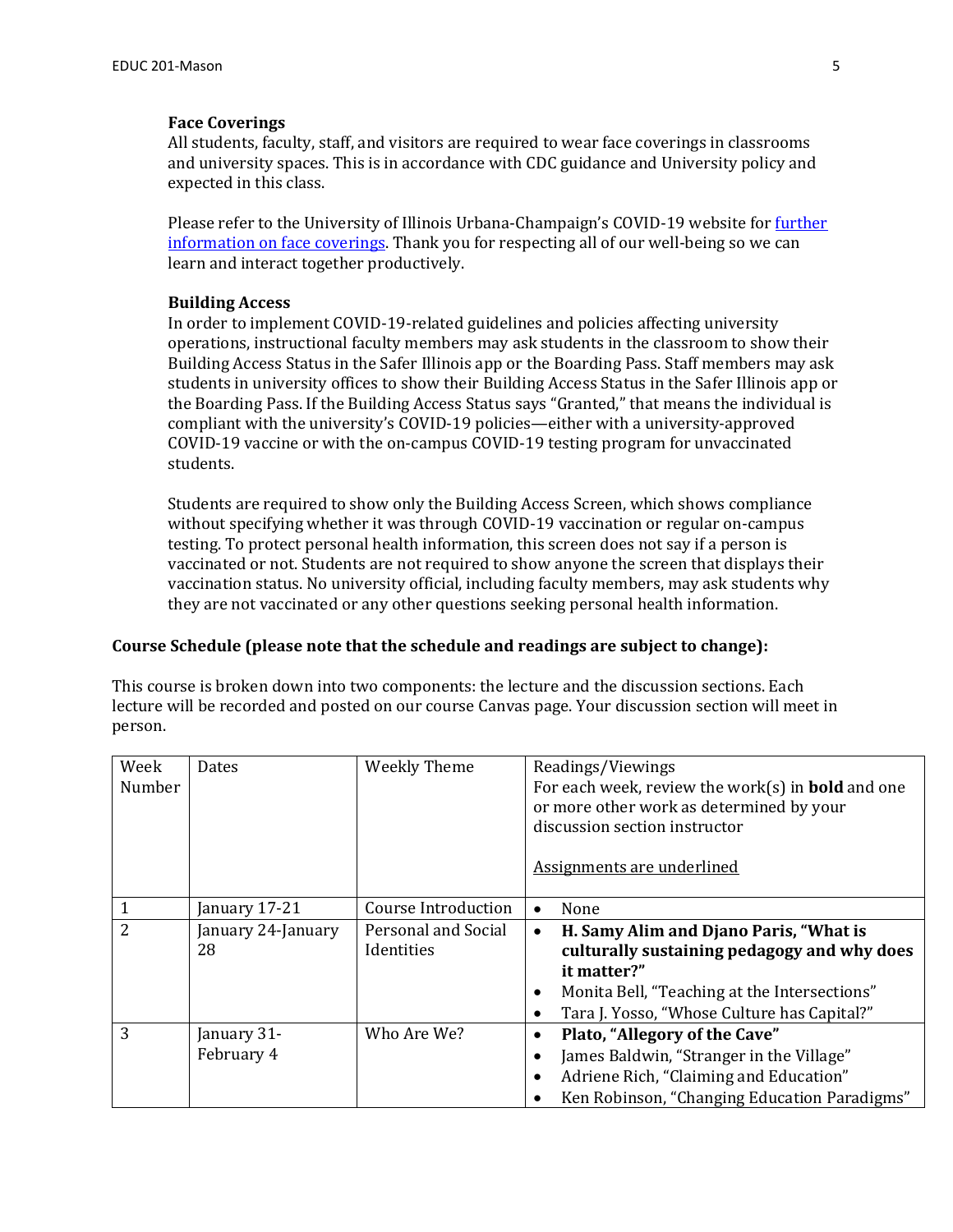**Face Coverings**

All students, faculty, staff, and visitors are required to wear face coverings in classrooms and university spaces. This is in accordance with CDC guidance and University policy and expected in this class.

Please refer to the University of Illinois Urbana-Champaign's COVID-19 website for further information on face coverings. Thank you for respecting all of our well-being so we can learn and interact together productively.

**Building Access**

In order to implement COVID-19-related guidelines and policies affecting university operations, instructional faculty members may ask students in the classroom to show their Building Access Status in the Safer Illinois app or the Boarding Pass. Staff members may ask students in university offices to show their Building Access Status in the Safer Illinois app or the Boarding Pass. If the Building Access Status says "Granted," that means the individual is compliant with the university's COVID-19 policies—either with a university-approved COVID-19 vaccine or with the on-campus COVID-19 testing program for unvaccinated students.

Students are required to show only the Building Access Screen, which shows compliance without specifying whether it was through COVID-19 vaccination or regular on-campus testing. To protect personal health information, this screen does not say if a person is vaccinated or not. Students are not required to show anyone the screen that displays their vaccination status. No university official, including faculty members, may ask students why they are not vaccinated or any other questions seeking personal health information.

**Course Schedule (please note that the schedule and readings are subject to change):**

This course is broken down into two components: the lecture and the discussion sections. Each lecture will be recorded and posted on our course Canvas page. Your discussion section will meet in person.

| Week Number | Dates | Weekly Theme | Readings/Viewings<br>For each week, review the work(s) in **bold** and one or more other work as determined by your discussion section instructor<br><br>Assignments are underlined |
|---|---|---|---|
| 1 | January 17-21 | Course Introduction | • None |
| 2 | January 24-January 28 | Personal and Social Identities | • **H. Samy Alim and Django Paris, "What is culturally sustaining pedagogy and why does it matter?"**<br>• Monita Bell, "Teaching at the Intersections"<br>• Tara J. Yosso, "Whose Culture has Capital?" |
| 3 | January 31-February 4 | Who Are We? | • **Plato, "Allegory of the Cave"**<br>• James Baldwin, "Stranger in the Village"<br>• Adriene Rich, "Claiming and Education"<br>• Ken Robinson, "Changing Education Paradigms" |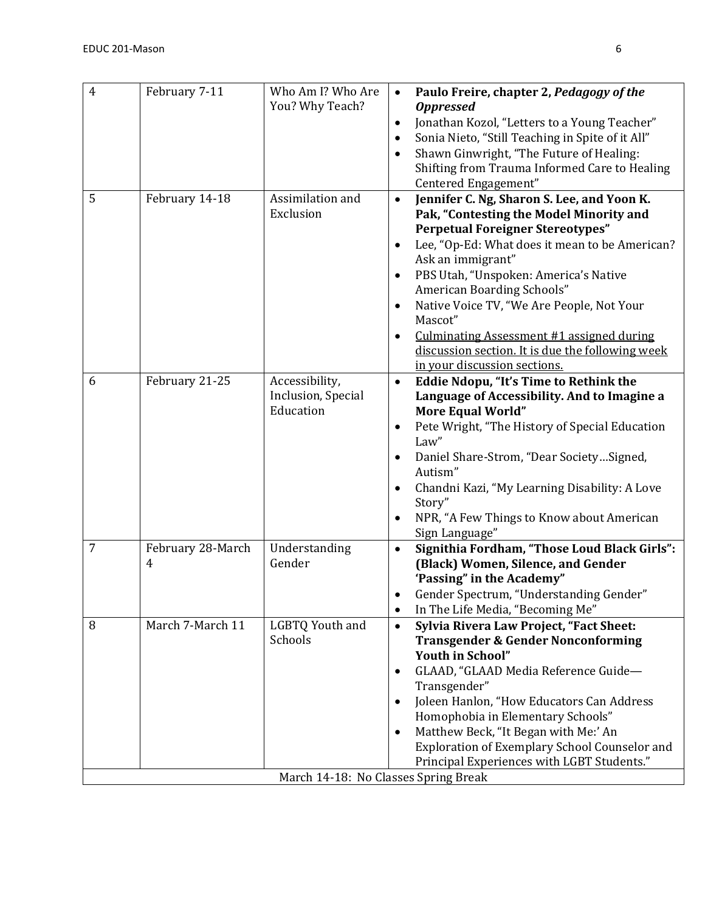| 4 | February 7-11 | Who Am I? Who Are You? Why Teach? | • **Paulo Freire, chapter 2, *Pedagogy of the Oppressed*** <br>• Jonathan Kozol, "Letters to a Young Teacher" <br>• Sonia Nieto, "Still Teaching in Spite of it All" <br>• Shawn Ginwright, "The Future of Healing: Shifting from Trauma Informed Care to Healing Centered Engagement" |
|---|---|---|---|
| 5 | February 14-18 | Assimilation and Exclusion | • **Jennifer C. Ng, Sharon S. Lee, and Yoon K. Pak, "Contesting the Model Minority and Perpetual Foreigner Stereotypes"** <br>• Lee, "Op-Ed: What does it mean to be American? Ask an immigrant" <br>• PBS Utah, "Unspoken: America's Native American Boarding Schools" <br>• Native Voice TV, "We Are People, Not Your Mascot" <br>• <u>Culminating Assessment #1 assigned during discussion section. It is due the following week in your discussion sections.</u> |
| 6 | February 21-25 | Accessibility, Inclusion, Special Education | • **Eddie Ndopu, "It's Time to Rethink the Language of Accessibility. And to Imagine a More Equal World"** <br>• Pete Wright, "The History of Special Education Law" <br>• Daniel Share-Strom, "Dear Society…Signed, Autism" <br>• Chandni Kazi, "My Learning Disability: A Love Story" <br>• NPR, "A Few Things to Know about American Sign Language" |
| 7 | February 28-March 4 | Understanding Gender | • **Signithia Fordham, "Those Loud Black Girls": (Black) Women, Silence, and Gender 'Passing" in the Academy"** <br>• Gender Spectrum, "Understanding Gender" <br>• In The Life Media, "Becoming Me" |
| 8 | March 7-March 11 | LGBTQ Youth and Schools | • **Sylvia Rivera Law Project, "Fact Sheet: Transgender & Gender Nonconforming Youth in School"** <br>• GLAAD, "GLAAD Media Reference Guide—Transgender" <br>• Joleen Hanlon, "How Educators Can Address Homophobia in Elementary Schools" <br>• Matthew Beck, "It Began with Me:' An Exploration of Exemplary School Counselor and Principal Experiences with LGBT Students." |
| | | March 14-18: No Classes Spring Break | |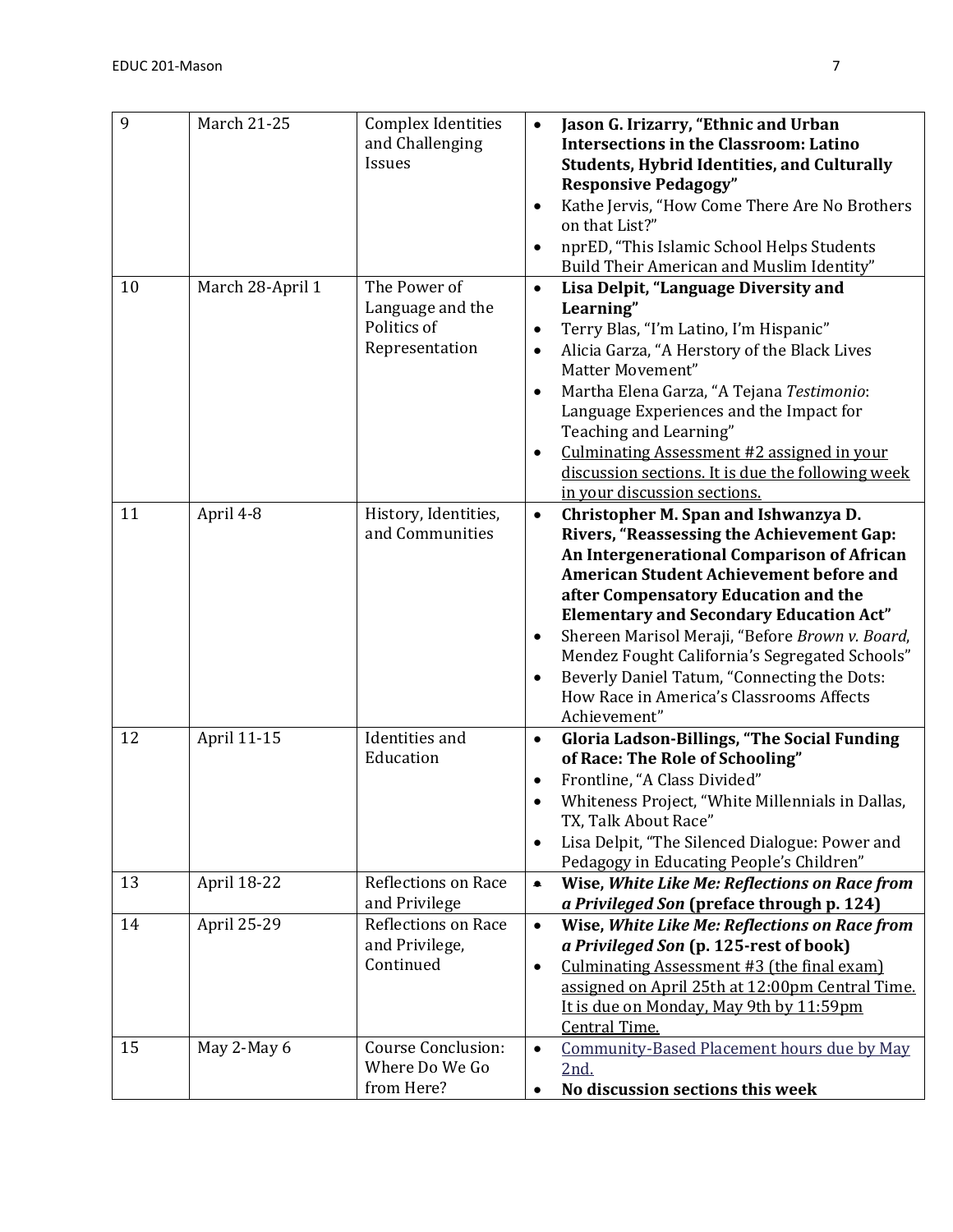| | | | |
|---|---|---|---|
| 9 | March 21-25 | Complex Identities and Challenging Issues | • **Jason G. Irizarry, "Ethnic and Urban Intersections in the Classroom: Latino Students, Hybrid Identities, and Culturally Responsive Pedagogy"**<br>• Kathe Jervis, "How Come There Are No Brothers on that List?"<br>• nprED, "This Islamic School Helps Students Build Their American and Muslim Identity" |
| 10 | March 28-April 1 | The Power of Language and the Politics of Representation | • **Lisa Delpit, "Language Diversity and Learning"**<br>• Terry Blas, "I'm Latino, I'm Hispanic"<br>• Alicia Garza, "A Herstory of the Black Lives Matter Movement"<br>• Martha Elena Garza, "A Tejana *Testimonio*: Language Experiences and the Impact for Teaching and Learning"<br>• <u>Culminating Assessment #2 assigned in your discussion sections. It is due the following week in your discussion sections.</u> |
| 11 | April 4-8 | History, Identities, and Communities | • **Christopher M. Span and Ishwanzya D. Rivers, "Reassessing the Achievement Gap: An Intergenerational Comparison of African American Student Achievement before and after Compensatory Education and the Elementary and Secondary Education Act"**<br>• Shereen Marisol Meraji, "Before *Brown v. Board*, Mendez Fought California's Segregated Schools"<br>• Beverly Daniel Tatum, "Connecting the Dots: How Race in America's Classrooms Affects Achievement" |
| 12 | April 11-15 | Identities and Education | • **Gloria Ladson-Billings, "The Social Funding of Race: The Role of Schooling"**<br>• Frontline, "A Class Divided"<br>• Whiteness Project, "White Millennials in Dallas, TX, Talk About Race"<br>• Lisa Delpit, "The Silenced Dialogue: Power and Pedagogy in Educating People's Children" |
| 13 | April 18-22 | Reflections on Race and Privilege | • **Wise, *White Like Me: Reflections on Race from a Privileged Son* (preface through p. 124)** |
| 14 | April 25-29 | Reflections on Race and Privilege, Continued | • **Wise, *White Like Me: Reflections on Race from a Privileged Son* (p. 125-rest of book)**<br>• <u>Culminating Assessment #3 (the final exam) assigned on April 25th at 12:00pm Central Time. It is due on Monday, May 9th by 11:59pm Central Time.</u> |
| 15 | May 2-May 6 | Course Conclusion: Where Do We Go from Here? | • <u>Community-Based Placement hours due by May 2nd.</u><br>• **No discussion sections this week** |